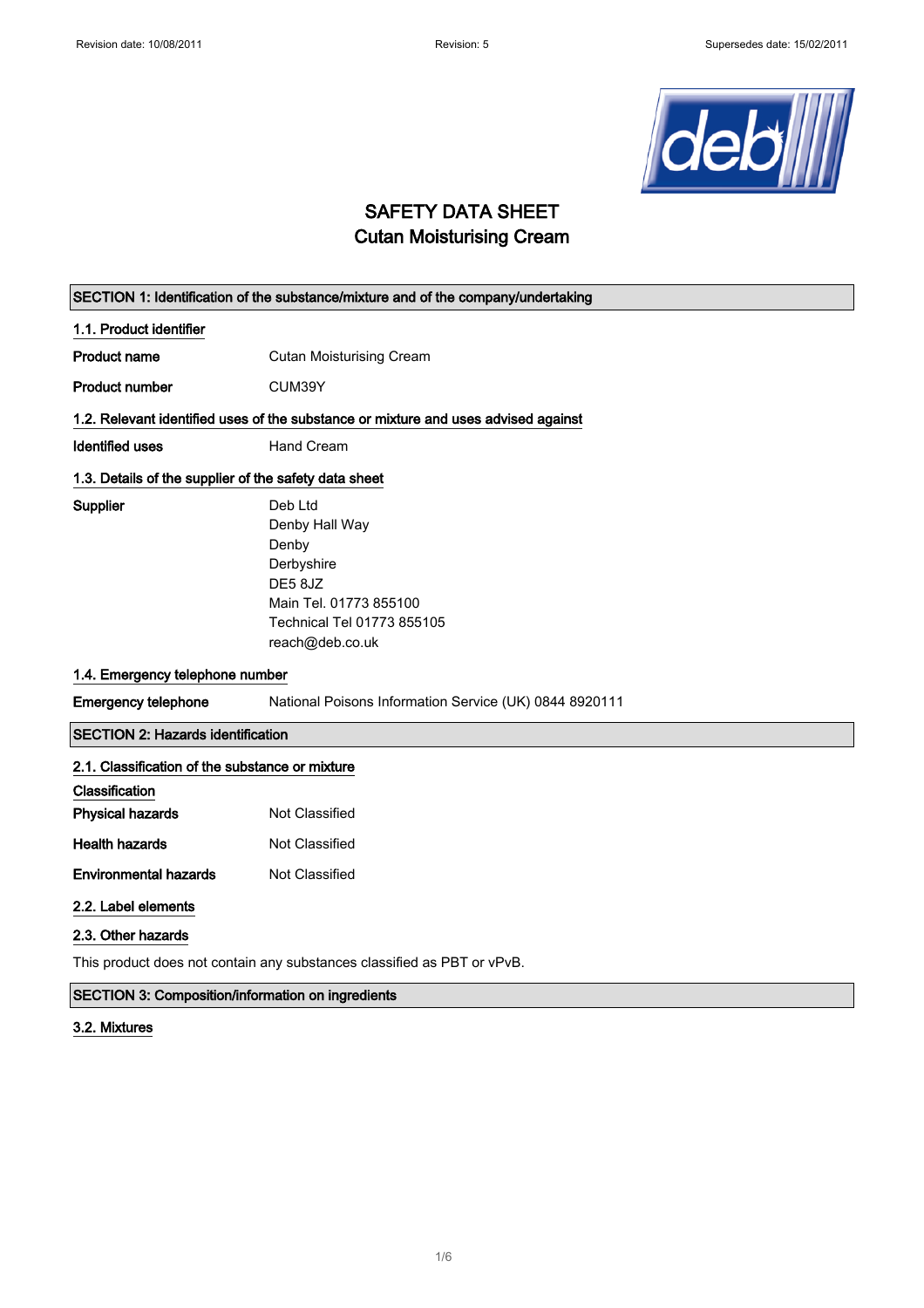# SAFETY DATA SHEET
## Cutan Moisturising Cream

## SECTION 1: Identification of the substance/mixture and of the company/undertaking

### 1.1. Product identifier

**Product name** Cutan Moisturising Cream

**Product number** CUM39Y

### 1.2. Relevant identified uses of the substance or mixture and uses advised against

**Identified uses** Hand Cream

### 1.3. Details of the supplier of the safety data sheet

**Supplier**
Deb Ltd
Denby Hall Way
Denby
Derbyshire
DE5 8JZ
Main Tel. 01773 855100
Technical Tel 01773 855105
reach@deb.co.uk

### 1.4. Emergency telephone number

**Emergency telephone** National Poisons Information Service (UK) 0844 8920111

## SECTION 2: Hazards identification

### 2.1. Classification of the substance or mixture

**Classification**

**Physical hazards** Not Classified

**Health hazards** Not Classified

**Environmental hazards** Not Classified

### 2.2. Label elements

### 2.3. Other hazards

This product does not contain any substances classified as PBT or vPvB.

## SECTION 3: Composition/information on ingredients

### 3.2. Mixtures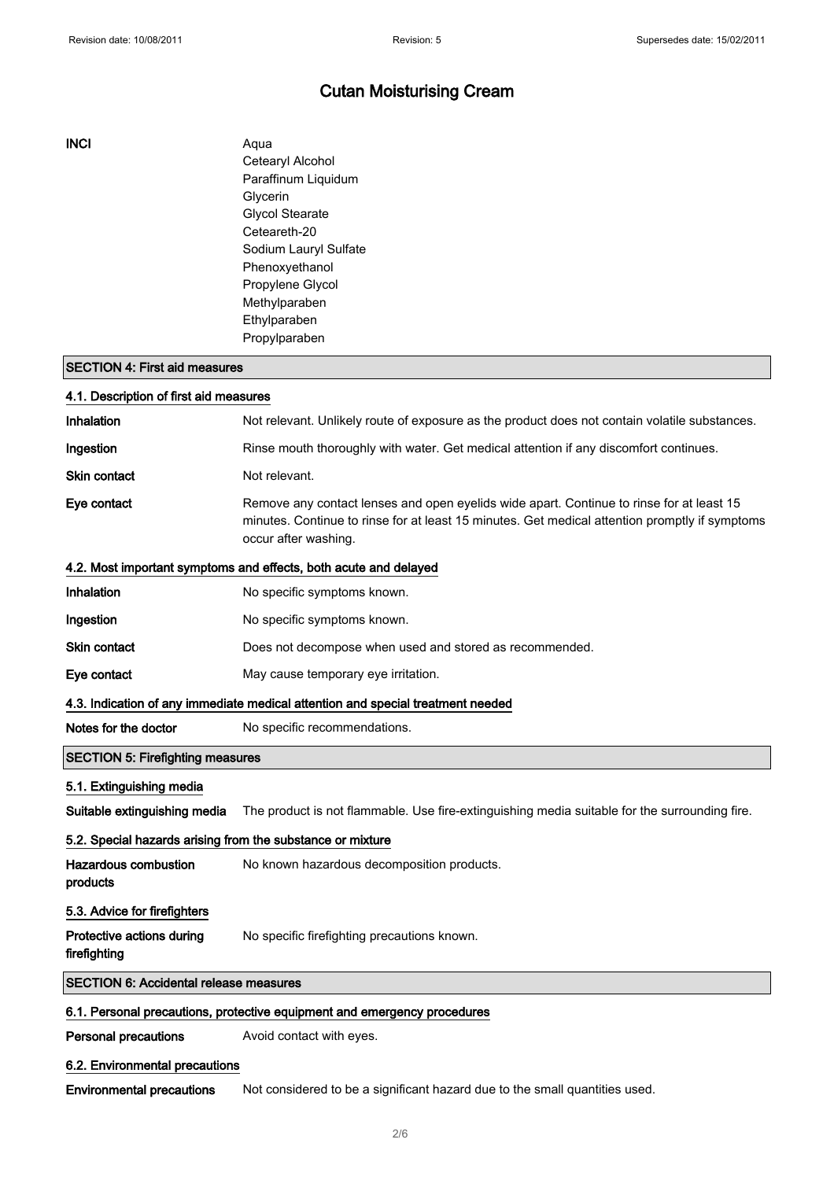# Cutan Moisturising Cream

**INCI**

Aqua
Cetearyl Alcohol
Paraffinum Liquidum
Glycerin
Glycol Stearate
Ceteareth-20
Sodium Lauryl Sulfate
Phenoxyethanol
Propylene Glycol
Methylparaben
Ethylparaben
Propylparaben

## SECTION 4: First aid measures

### 4.1. Description of first aid measures

**Inhalation** Not relevant. Unlikely route of exposure as the product does not contain volatile substances.

**Ingestion** Rinse mouth thoroughly with water. Get medical attention if any discomfort continues.

**Skin contact** Not relevant.

**Eye contact** Remove any contact lenses and open eyelids wide apart. Continue to rinse for at least 15 minutes. Continue to rinse for at least 15 minutes. Get medical attention promptly if symptoms occur after washing.

### 4.2. Most important symptoms and effects, both acute and delayed

**Inhalation** No specific symptoms known.

**Ingestion** No specific symptoms known.

**Skin contact** Does not decompose when used and stored as recommended.

**Eye contact** May cause temporary eye irritation.

### 4.3. Indication of any immediate medical attention and special treatment needed

**Notes for the doctor** No specific recommendations.

## SECTION 5: Firefighting measures

### 5.1. Extinguishing media

**Suitable extinguishing media** The product is not flammable. Use fire-extinguishing media suitable for the surrounding fire.

### 5.2. Special hazards arising from the substance or mixture

**Hazardous combustion products** No known hazardous decomposition products.

### 5.3. Advice for firefighters

**Protective actions during firefighting** No specific firefighting precautions known.

## SECTION 6: Accidental release measures

### 6.1. Personal precautions, protective equipment and emergency procedures

**Personal precautions** Avoid contact with eyes.

### 6.2. Environmental precautions

**Environmental precautions** Not considered to be a significant hazard due to the small quantities used.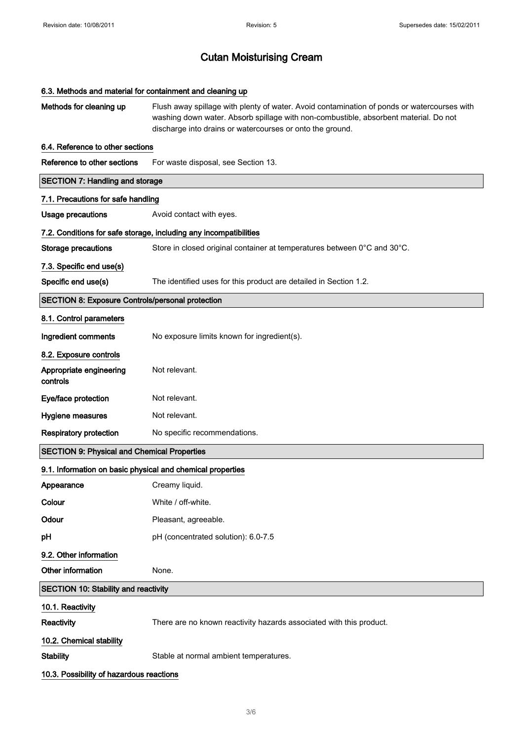# Cutan Moisturising Cream

### 6.3. Methods and material for containment and cleaning up

**Methods for cleaning up** Flush away spillage with plenty of water. Avoid contamination of ponds or watercourses with washing down water. Absorb spillage with non-combustible, absorbent material. Do not discharge into drains or watercourses or onto the ground.

### 6.4. Reference to other sections

**Reference to other sections** For waste disposal, see Section 13.

## SECTION 7: Handling and storage

### 7.1. Precautions for safe handling

**Usage precautions** Avoid contact with eyes.

### 7.2. Conditions for safe storage, including any incompatibilities

**Storage precautions** Store in closed original container at temperatures between 0°C and 30°C.

### 7.3. Specific end use(s)

**Specific end use(s)** The identified uses for this product are detailed in Section 1.2.

## SECTION 8: Exposure Controls/personal protection

### 8.1. Control parameters

**Ingredient comments** No exposure limits known for ingredient(s).

### 8.2. Exposure controls

**Appropriate engineering controls** Not relevant.

**Eye/face protection** Not relevant.

**Hygiene measures** Not relevant.

**Respiratory protection** No specific recommendations.

## SECTION 9: Physical and Chemical Properties

### 9.1. Information on basic physical and chemical properties

**Appearance** Creamy liquid.

**Colour** White / off-white.

**Odour** Pleasant, agreeable.

**pH** pH (concentrated solution): 6.0-7.5

### 9.2. Other information

**Other information** None.

## SECTION 10: Stability and reactivity

### 10.1. Reactivity

**Reactivity** There are no known reactivity hazards associated with this product.

### 10.2. Chemical stability

**Stability** Stable at normal ambient temperatures.

### 10.3. Possibility of hazardous reactions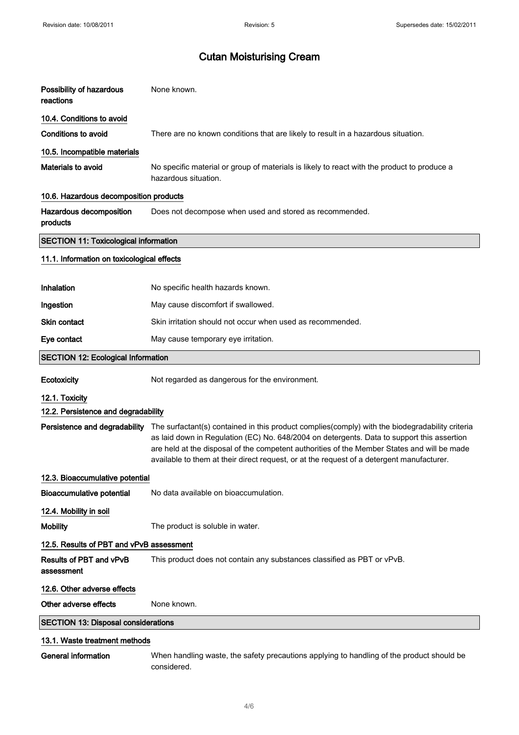| | |
|---|---|
| **Possibility of hazardous reactions** | None known. |

### 10.4. Conditions to avoid

| | |
|---|---|
| **Conditions to avoid** | There are no known conditions that are likely to result in a hazardous situation. |

### 10.5. Incompatible materials

| | |
|---|---|
| **Materials to avoid** | No specific material or group of materials is likely to react with the product to produce a hazardous situation. |

### 10.6. Hazardous decomposition products

| | |
|---|---|
| **Hazardous decomposition products** | Does not decompose when used and stored as recommended. |

## SECTION 11: Toxicological information

### 11.1. Information on toxicological effects

| | |
|---|---|
| **Inhalation** | No specific health hazards known. |
| **Ingestion** | May cause discomfort if swallowed. |
| **Skin contact** | Skin irritation should not occur when used as recommended. |
| **Eye contact** | May cause temporary eye irritation. |

## SECTION 12: Ecological Information

| | |
|---|---|
| **Ecotoxicity** | Not regarded as dangerous for the environment. |

### 12.1. Toxicity

### 12.2. Persistence and degradability

| | |
|---|---|
| **Persistence and degradability** | The surfactant(s) contained in this product complies(comply) with the biodegradability criteria as laid down in Regulation (EC) No. 648/2004 on detergents. Data to support this assertion are held at the disposal of the competent authorities of the Member States and will be made available to them at their direct request, or at the request of a detergent manufacturer. |

### 12.3. Bioaccumulative potential

| | |
|---|---|
| **Bioaccumulative potential** | No data available on bioaccumulation. |

### 12.4. Mobility in soil

| | |
|---|---|
| **Mobility** | The product is soluble in water. |

### 12.5. Results of PBT and vPvB assessment

| | |
|---|---|
| **Results of PBT and vPvB assessment** | This product does not contain any substances classified as PBT or vPvB. |

### 12.6. Other adverse effects

| | |
|---|---|
| **Other adverse effects** | None known. |

## SECTION 13: Disposal considerations

### 13.1. Waste treatment methods

| | |
|---|---|
| **General information** | When handling waste, the safety precautions applying to handling of the product should be considered. |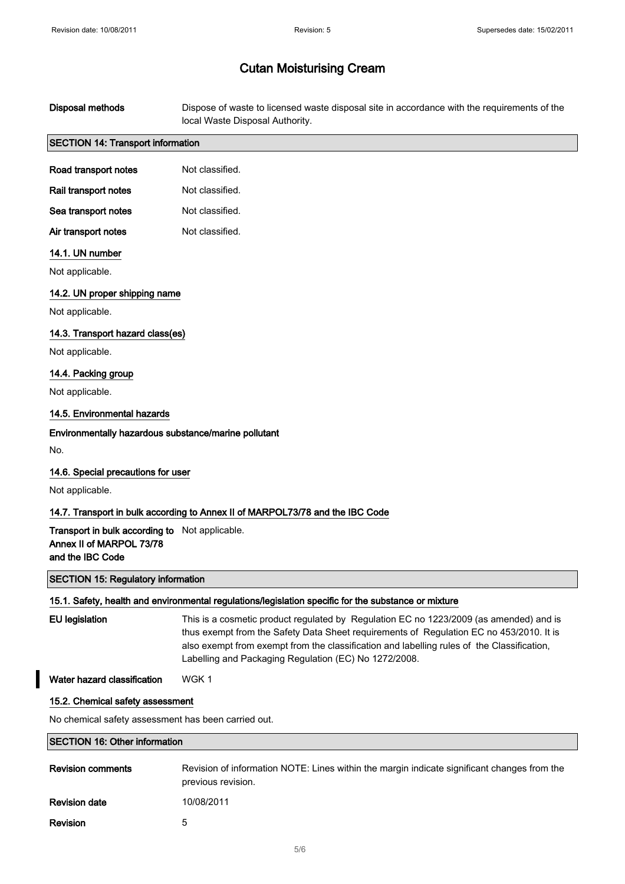# Cutan Moisturising Cream

| | |
|---|---|
| **Disposal methods** | Dispose of waste to licensed waste disposal site in accordance with the requirements of the local Waste Disposal Authority. |

## SECTION 14: Transport information

| | |
|---|---|
| **Road transport notes** | Not classified. |
| **Rail transport notes** | Not classified. |
| **Sea transport notes** | Not classified. |
| **Air transport notes** | Not classified. |

### 14.1. UN number

Not applicable.

### 14.2. UN proper shipping name

Not applicable.

### 14.3. Transport hazard class(es)

Not applicable.

### 14.4. Packing group

Not applicable.

### 14.5. Environmental hazards

**Environmentally hazardous substance/marine pollutant**

No.

### 14.6. Special precautions for user

Not applicable.

### 14.7. Transport in bulk according to Annex II of MARPOL73/78 and the IBC Code

| | |
|---|---|
| **Transport in bulk according to Annex II of MARPOL 73/78 and the IBC Code** | Not applicable. |

## SECTION 15: Regulatory information

### 15.1. Safety, health and environmental regulations/legislation specific for the substance or mixture

| | |
|---|---|
| **EU legislation** | This is a cosmetic product regulated by Regulation EC no 1223/2009 (as amended) and is thus exempt from the Safety Data Sheet requirements of Regulation EC no 453/2010. It is also exempt from exempt from the classification and labelling rules of the Classification, Labelling and Packaging Regulation (EC) No 1272/2008. |
| **Water hazard classification** | WGK 1 |

### 15.2. Chemical safety assessment

No chemical safety assessment has been carried out.

## SECTION 16: Other information

| | |
|---|---|
| **Revision comments** | Revision of information NOTE: Lines within the margin indicate significant changes from the previous revision. |
| **Revision date** | 10/08/2011 |
| **Revision** | 5 |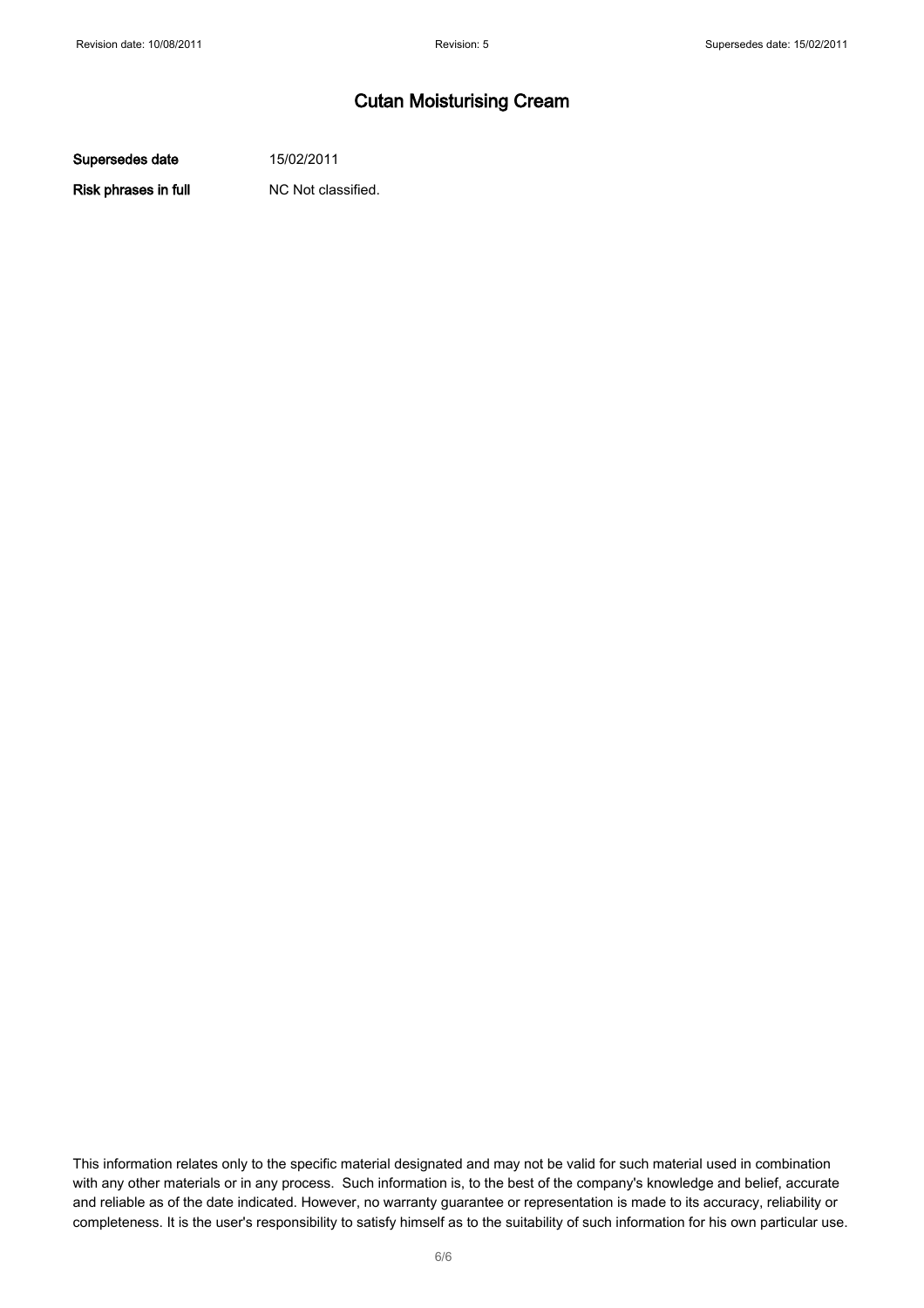# Cutan Moisturising Cream

**Supersedes date** 15/02/2011

**Risk phrases in full** NC Not classified.

This information relates only to the specific material designated and may not be valid for such material used in combination with any other materials or in any process. Such information is, to the best of the company's knowledge and belief, accurate and reliable as of the date indicated. However, no warranty guarantee or representation is made to its accuracy, reliability or completeness. It is the user's responsibility to satisfy himself as to the suitability of such information for his own particular use.